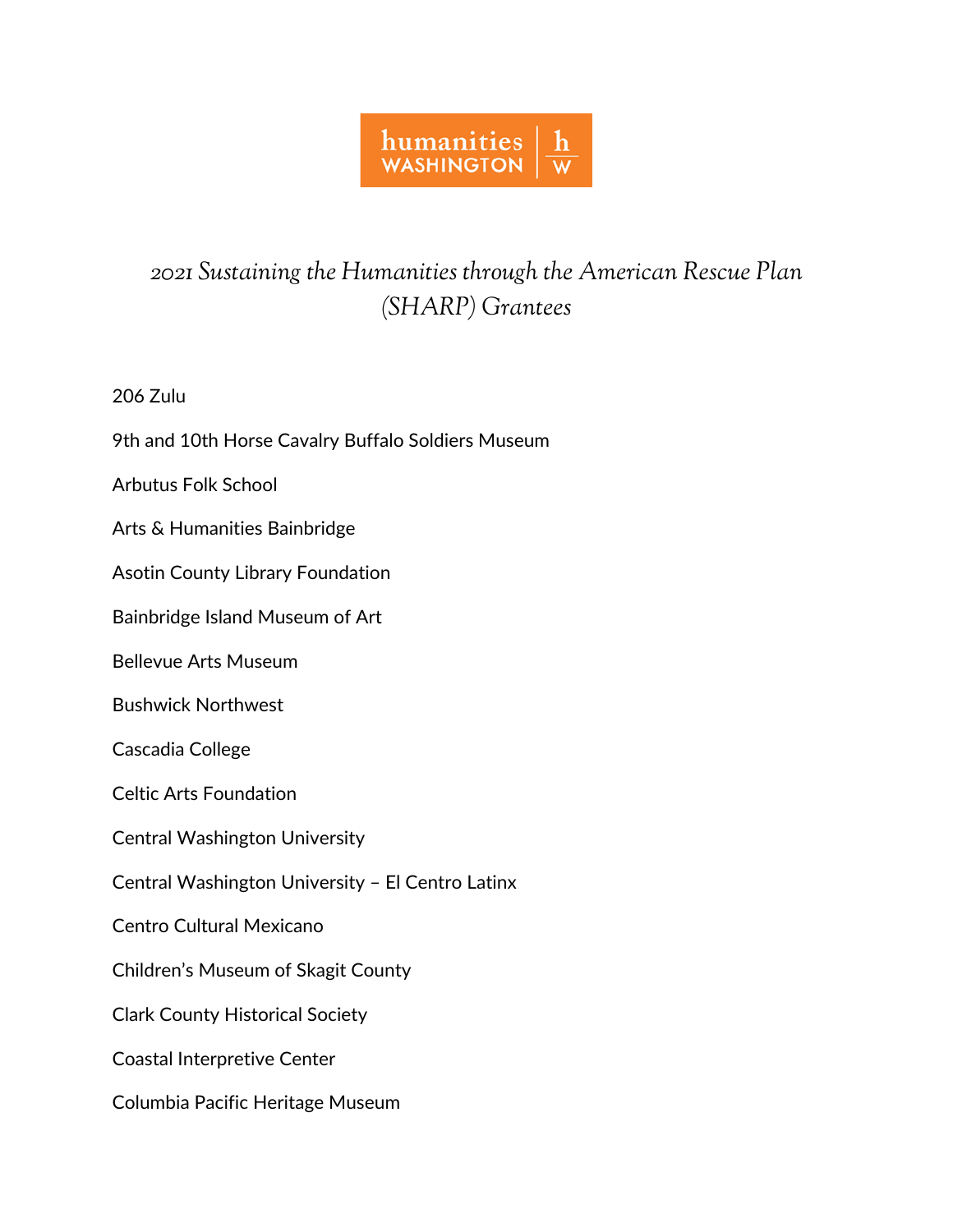humanities WASHINGTON | h/w

# *2021 Sustaining the Humanities through the American Rescue Plan (SHARP) Grantees*

206 Zulu

9th and 10th Horse Cavalry Buffalo Soldiers Museum

Arbutus Folk School

Arts & Humanities Bainbridge

Asotin County Library Foundation

Bainbridge Island Museum of Art

Bellevue Arts Museum

Bushwick Northwest

Cascadia College

Celtic Arts Foundation

Central Washington University

Central Washington University – El Centro Latinx

Centro Cultural Mexicano

Children's Museum of Skagit County

Clark County Historical Society

Coastal Interpretive Center

Columbia Pacific Heritage Museum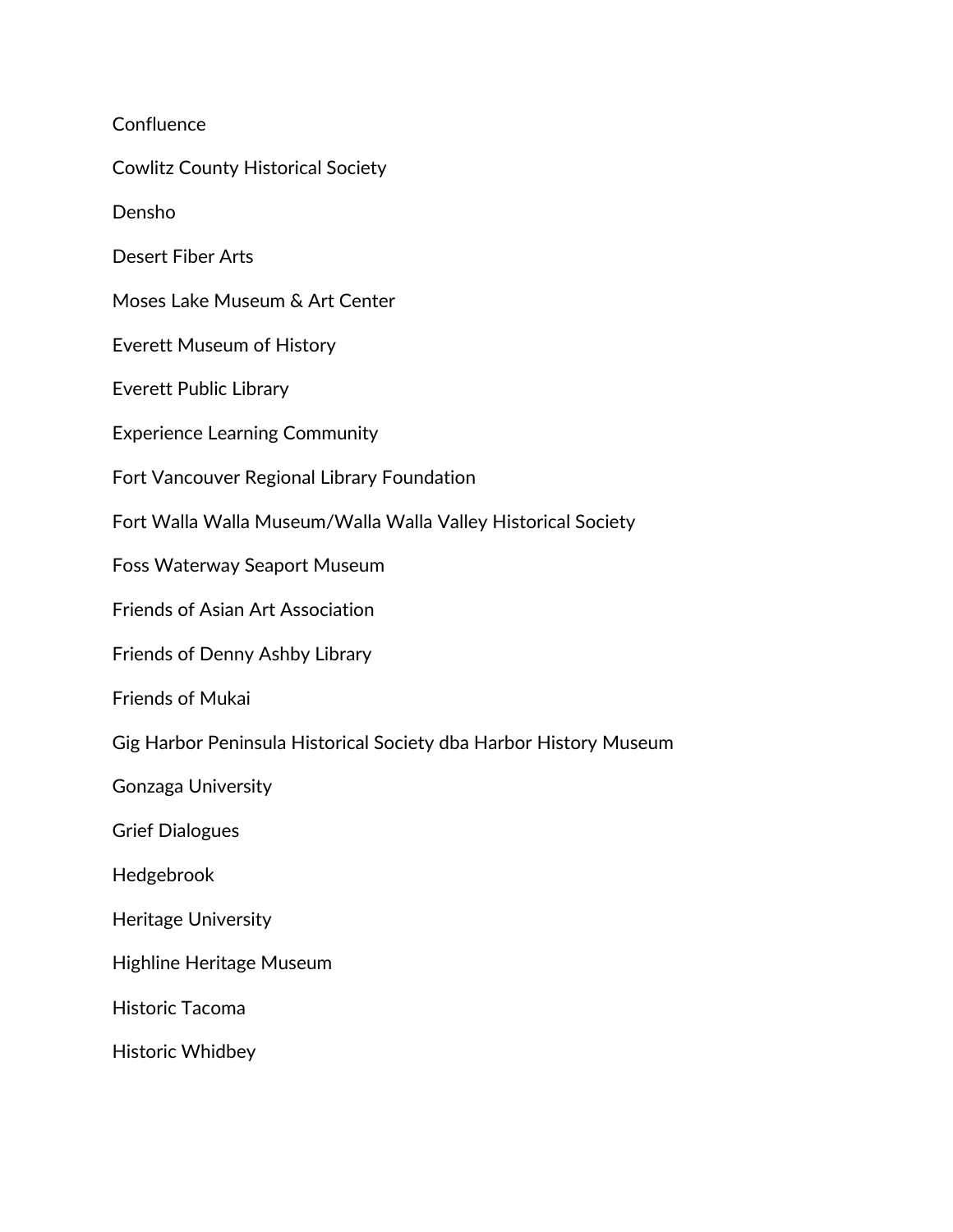Confluence

Cowlitz County Historical Society

Densho

Desert Fiber Arts

Moses Lake Museum & Art Center

Everett Museum of History

Everett Public Library

Experience Learning Community

Fort Vancouver Regional Library Foundation

Fort Walla Walla Museum/Walla Walla Valley Historical Society

Foss Waterway Seaport Museum

Friends of Asian Art Association

Friends of Denny Ashby Library

Friends of Mukai

Gig Harbor Peninsula Historical Society dba Harbor History Museum

Gonzaga University

Grief Dialogues

Hedgebrook

Heritage University

Highline Heritage Museum

Historic Tacoma

Historic Whidbey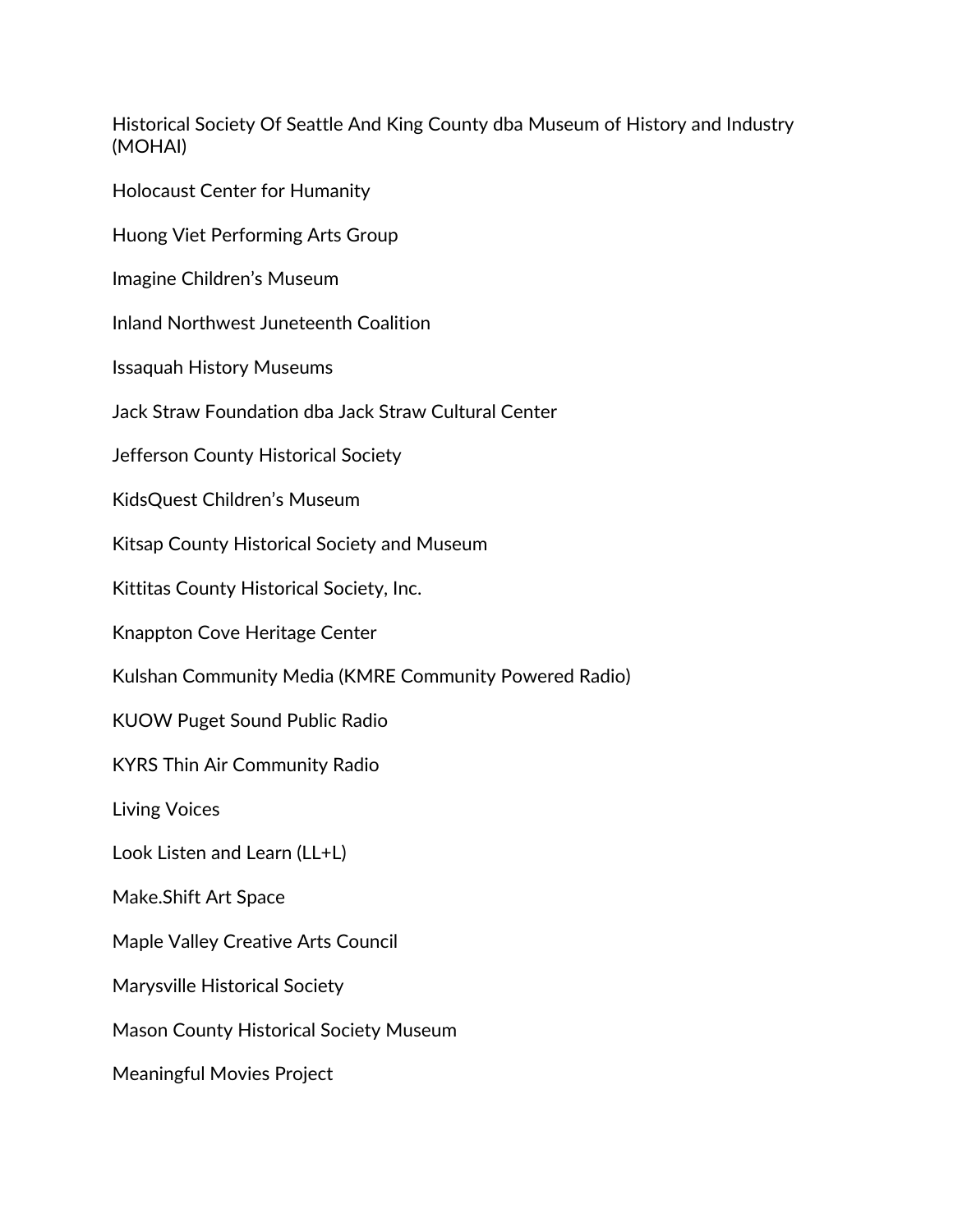Historical Society Of Seattle And King County dba Museum of History and Industry (MOHAI)

Holocaust Center for Humanity

Huong Viet Performing Arts Group

Imagine Children's Museum

Inland Northwest Juneteenth Coalition

Issaquah History Museums

Jack Straw Foundation dba Jack Straw Cultural Center

Jefferson County Historical Society

KidsQuest Children's Museum

Kitsap County Historical Society and Museum

Kittitas County Historical Society, Inc.

Knappton Cove Heritage Center

Kulshan Community Media (KMRE Community Powered Radio)

KUOW Puget Sound Public Radio

KYRS Thin Air Community Radio

Living Voices

Look Listen and Learn (LL+L)

Make.Shift Art Space

Maple Valley Creative Arts Council

Marysville Historical Society

Mason County Historical Society Museum

Meaningful Movies Project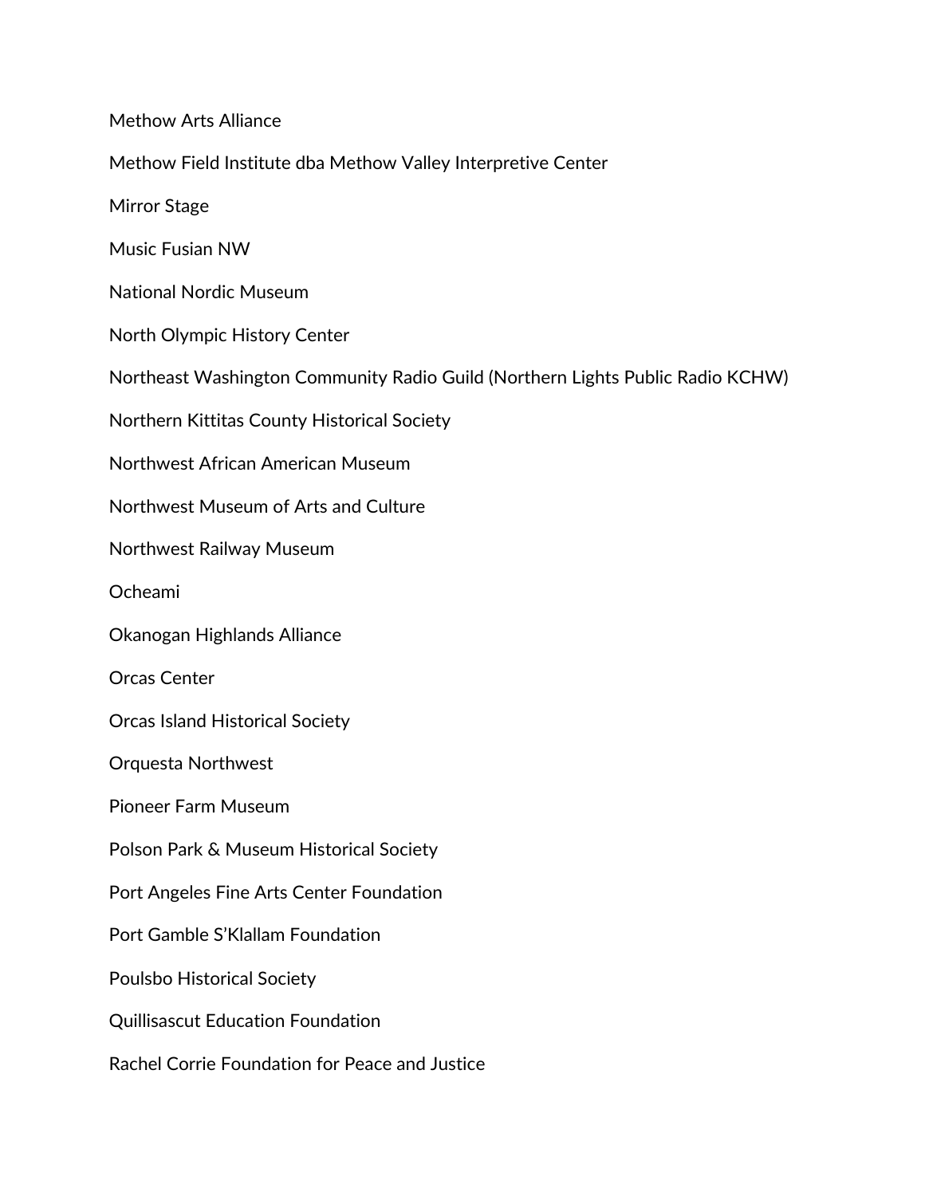Methow Arts Alliance

Methow Field Institute dba Methow Valley Interpretive Center

Mirror Stage

Music Fusian NW

National Nordic Museum

North Olympic History Center

Northeast Washington Community Radio Guild (Northern Lights Public Radio KCHW)

Northern Kittitas County Historical Society

Northwest African American Museum

Northwest Museum of Arts and Culture

Northwest Railway Museum

Ocheami

Okanogan Highlands Alliance

Orcas Center

Orcas Island Historical Society

Orquesta Northwest

Pioneer Farm Museum

Polson Park & Museum Historical Society

Port Angeles Fine Arts Center Foundation

Port Gamble S'Klallam Foundation

Poulsbo Historical Society

Quillisascut Education Foundation

Rachel Corrie Foundation for Peace and Justice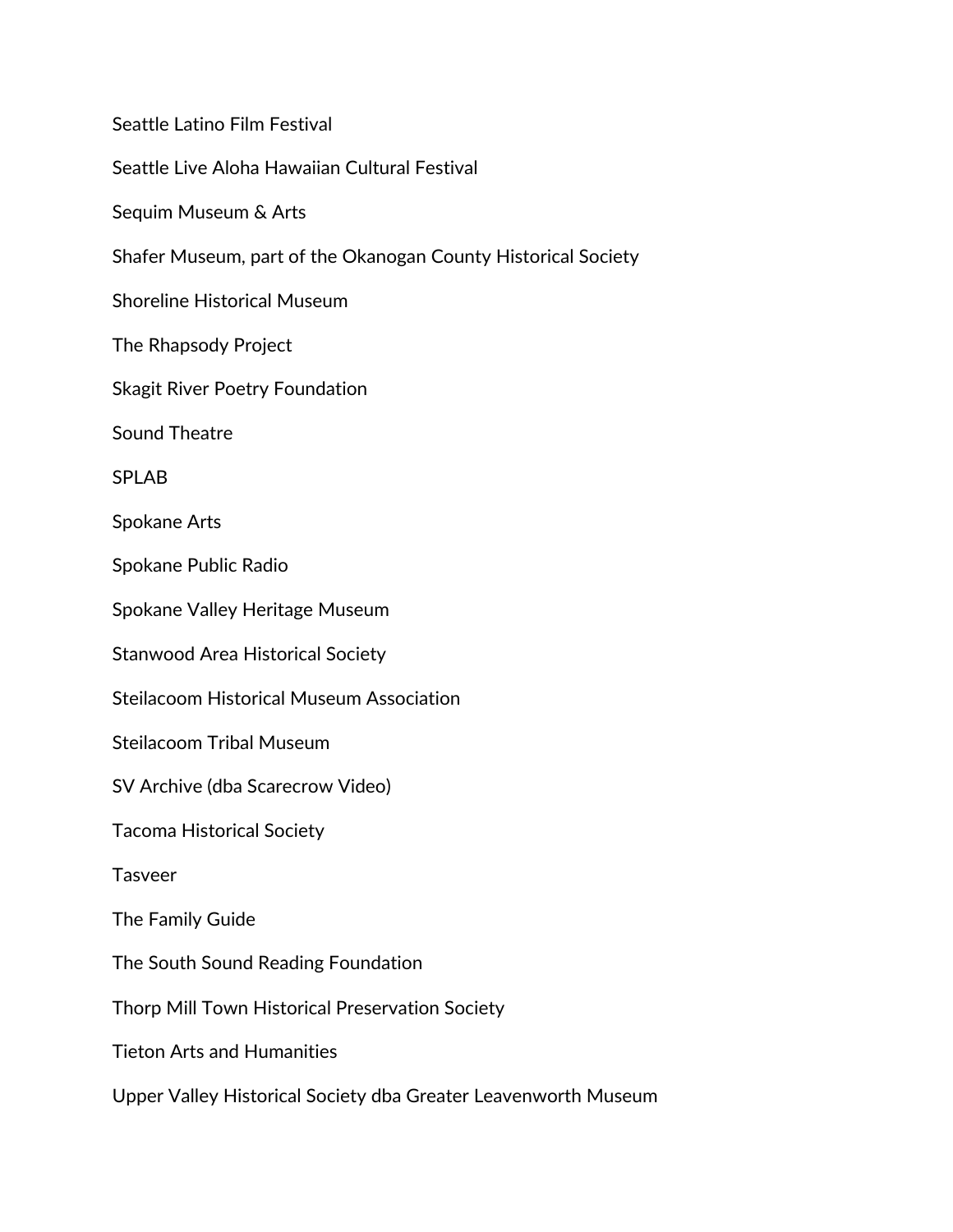Seattle Latino Film Festival

Seattle Live Aloha Hawaiian Cultural Festival

Sequim Museum & Arts

Shafer Museum, part of the Okanogan County Historical Society

Shoreline Historical Museum

The Rhapsody Project

Skagit River Poetry Foundation

Sound Theatre

SPLAB

Spokane Arts

Spokane Public Radio

Spokane Valley Heritage Museum

Stanwood Area Historical Society

Steilacoom Historical Museum Association

Steilacoom Tribal Museum

SV Archive (dba Scarecrow Video)

Tacoma Historical Society

Tasveer

The Family Guide

The South Sound Reading Foundation

Thorp Mill Town Historical Preservation Society

Tieton Arts and Humanities

Upper Valley Historical Society dba Greater Leavenworth Museum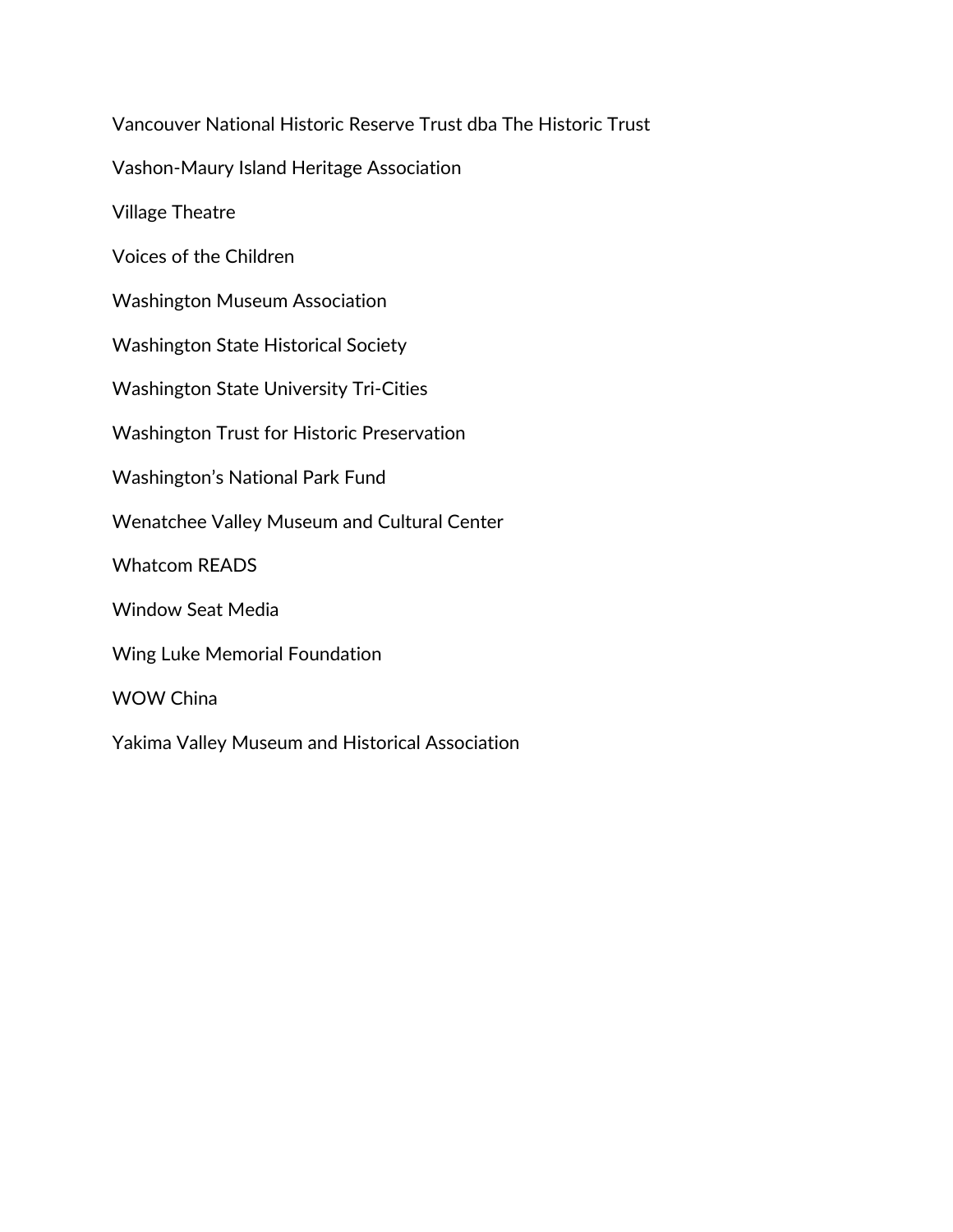Vancouver National Historic Reserve Trust dba The Historic Trust

Vashon-Maury Island Heritage Association

Village Theatre

Voices of the Children

Washington Museum Association

Washington State Historical Society

Washington State University Tri-Cities

Washington Trust for Historic Preservation

Washington's National Park Fund

Wenatchee Valley Museum and Cultural Center

Whatcom READS

Window Seat Media

Wing Luke Memorial Foundation

WOW China

Yakima Valley Museum and Historical Association